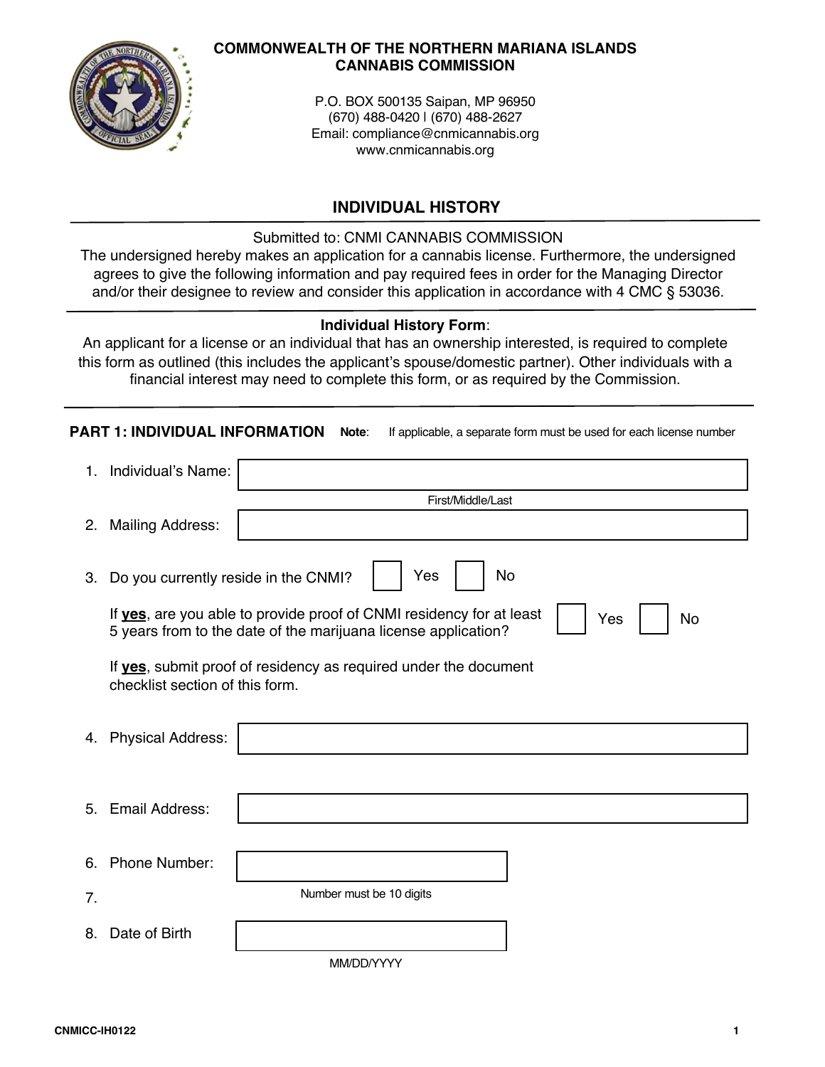**COMMONWEALTH OF THE NORTHERN MARIANA ISLANDS**
**CANNABIS COMMISSION**

P.O. BOX 500135 Saipan, MP 96950
(670) 488-0420 | (670) 488-2627
Email: compliance@cnmicannabis.org
www.cnmicannabis.org

## INDIVIDUAL HISTORY

Submitted to: CNMI CANNABIS COMMISSION
The undersigned hereby makes an application for a cannabis license. Furthermore, the undersigned agrees to give the following information and pay required fees in order for the Managing Director and/or their designee to review and consider this application in accordance with 4 CMC § 53036.

**Individual History Form**:
An applicant for a license or an individual that has an ownership interested, is required to complete this form as outlined (this includes the applicant's spouse/domestic partner). Other individuals with a financial interest may need to complete this form, or as required by the Commission.

### PART 1: INDIVIDUAL INFORMATION

**Note**: If applicable, a separate form must be used for each license number

1. Individual's Name: ____________________
   First/Middle/Last
2. Mailing Address: ____________________
3. Do you currently reside in the CNMI? ☐ Yes ☐ No

   If **yes**, are you able to provide proof of CNMI residency for at least 5 years from to the date of the marijuana license application? ☐ Yes ☐ No

   If **yes**, submit proof of residency as required under the document checklist section of this form.
4. Physical Address: ____________________
5. Email Address: ____________________
6. Phone Number: ____________________
   Number must be 10 digits
7. 
8. Date of Birth ____________________
   MM/DD/YYYY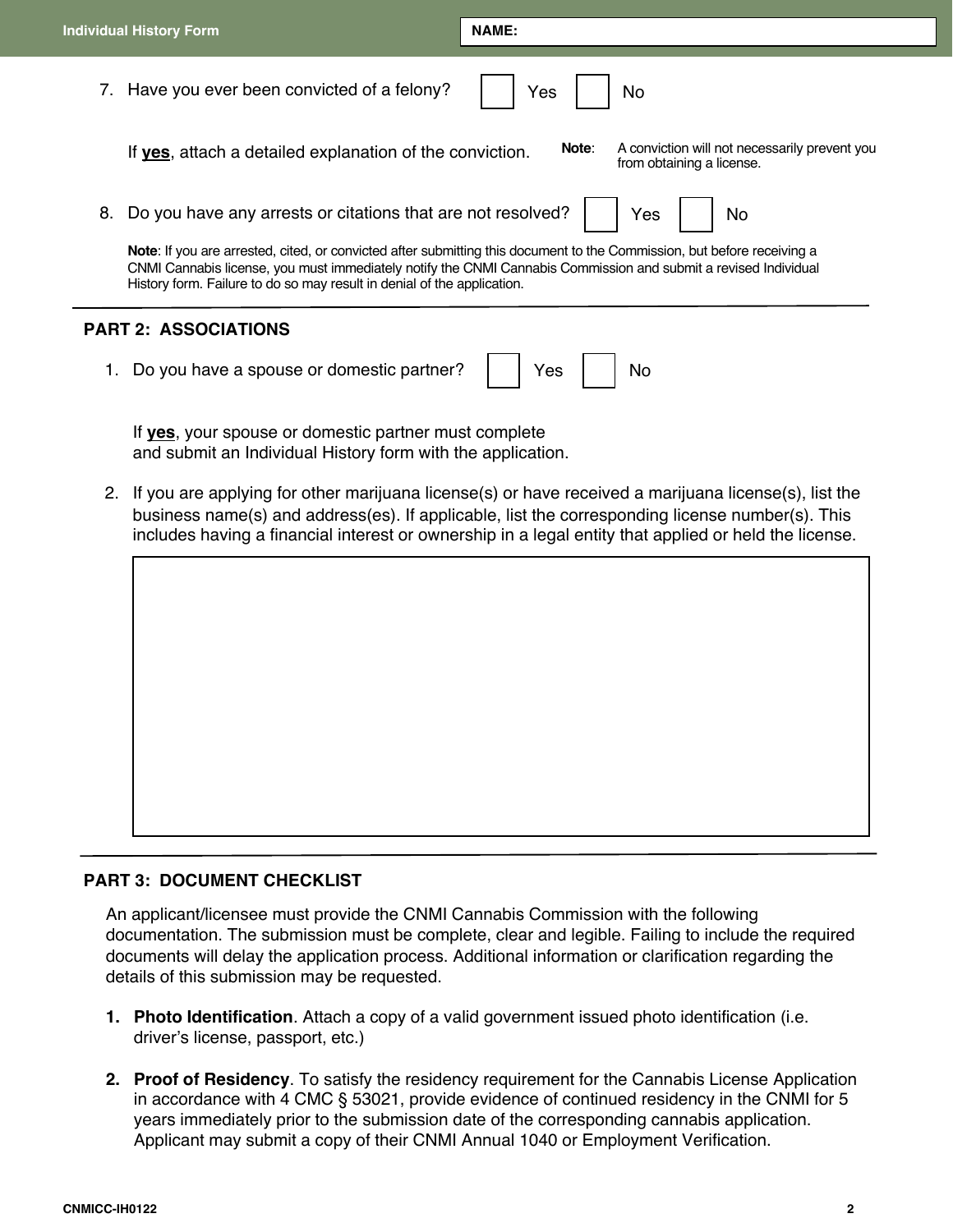**NAME:**

7. Have you ever been convicted of a felony? ☐ Yes ☐ No

   If **yes**, attach a detailed explanation of the conviction.

   **Note**: A conviction will not necessarily prevent you from obtaining a license.

8. Do you have any arrests or citations that are not resolved? ☐ Yes ☐ No

   **Note**: If you are arrested, cited, or convicted after submitting this document to the Commission, but before receiving a CNMI Cannabis license, you must immediately notify the CNMI Cannabis Commission and submit a revised Individual History form. Failure to do so may result in denial of the application.

## PART 2: ASSOCIATIONS

1. Do you have a spouse or domestic partner? ☐ Yes ☐ No

   If **yes**, your spouse or domestic partner must complete and submit an Individual History form with the application.

2. If you are applying for other marijuana license(s) or have received a marijuana license(s), list the business name(s) and address(es). If applicable, list the corresponding license number(s). This includes having a financial interest or ownership in a legal entity that applied or held the license.

## PART 3: DOCUMENT CHECKLIST

An applicant/licensee must provide the CNMI Cannabis Commission with the following documentation. The submission must be complete, clear and legible. Failing to include the required documents will delay the application process. Additional information or clarification regarding the details of this submission may be requested.

1. **Photo Identification**. Attach a copy of a valid government issued photo identification (i.e. driver's license, passport, etc.)

2. **Proof of Residency**. To satisfy the residency requirement for the Cannabis License Application in accordance with 4 CMC § 53021, provide evidence of continued residency in the CNMI for 5 years immediately prior to the submission date of the corresponding cannabis application. Applicant may submit a copy of their CNMI Annual 1040 or Employment Verification.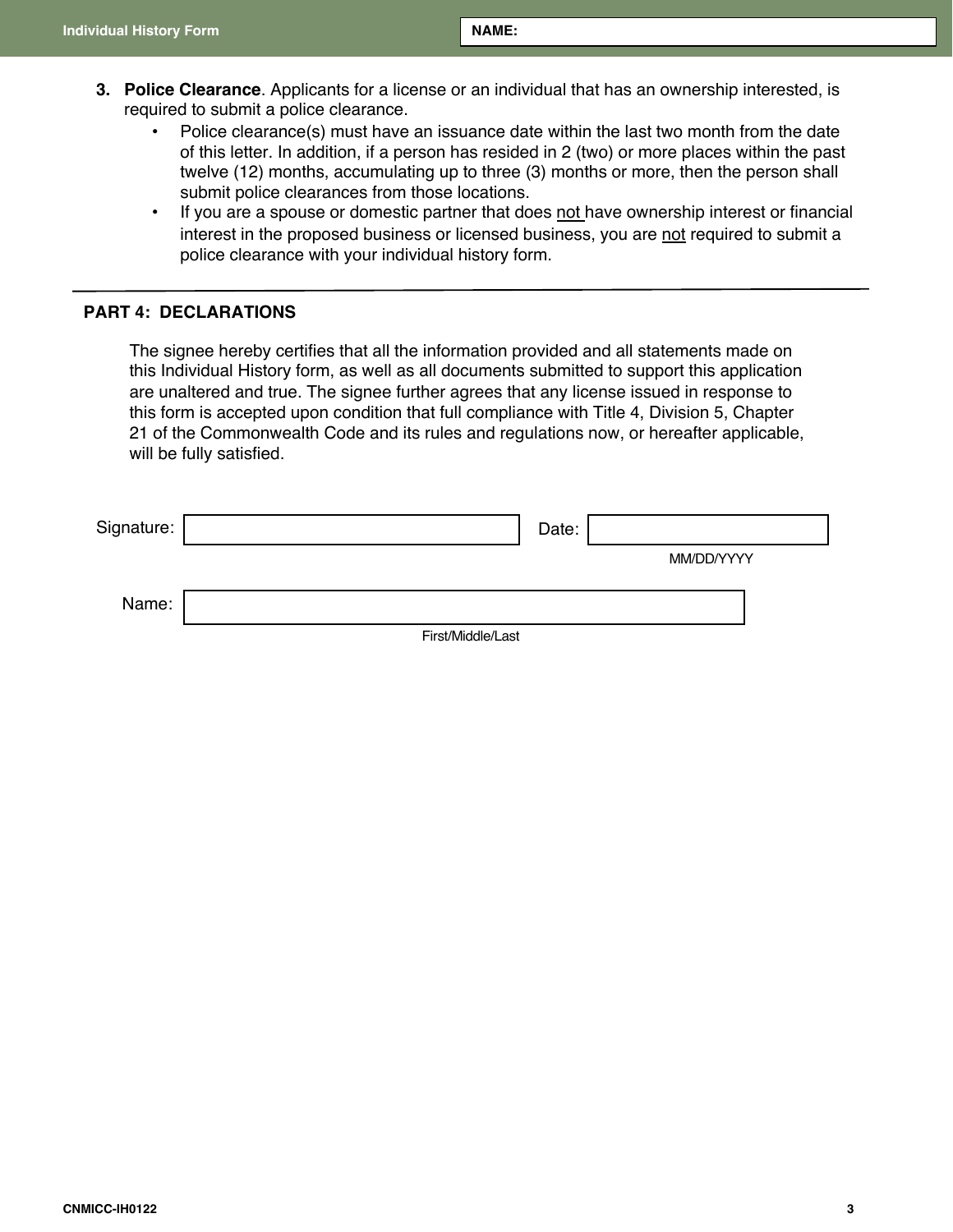3. **Police Clearance**. Applicants for a license or an individual that has an ownership interested, is required to submit a police clearance.
   - Police clearance(s) must have an issuance date within the last two month from the date of this letter. In addition, if a person has resided in 2 (two) or more places within the past twelve (12) months, accumulating up to three (3) months or more, then the person shall submit police clearances from those locations.
   - If you are a spouse or domestic partner that does not have ownership interest or financial interest in the proposed business or licensed business, you are not required to submit a police clearance with your individual history form.

## PART 4: DECLARATIONS

The signee hereby certifies that all the information provided and all statements made on this Individual History form, as well as all documents submitted to support this application are unaltered and true. The signee further agrees that any license issued in response to this form is accepted upon condition that full compliance with Title 4, Division 5, Chapter 21 of the Commonwealth Code and its rules and regulations now, or hereafter applicable, will be fully satisfied.

Signature: ______________________ Date: ______________
MM/DD/YYYY

Name: ______________________
First/Middle/Last